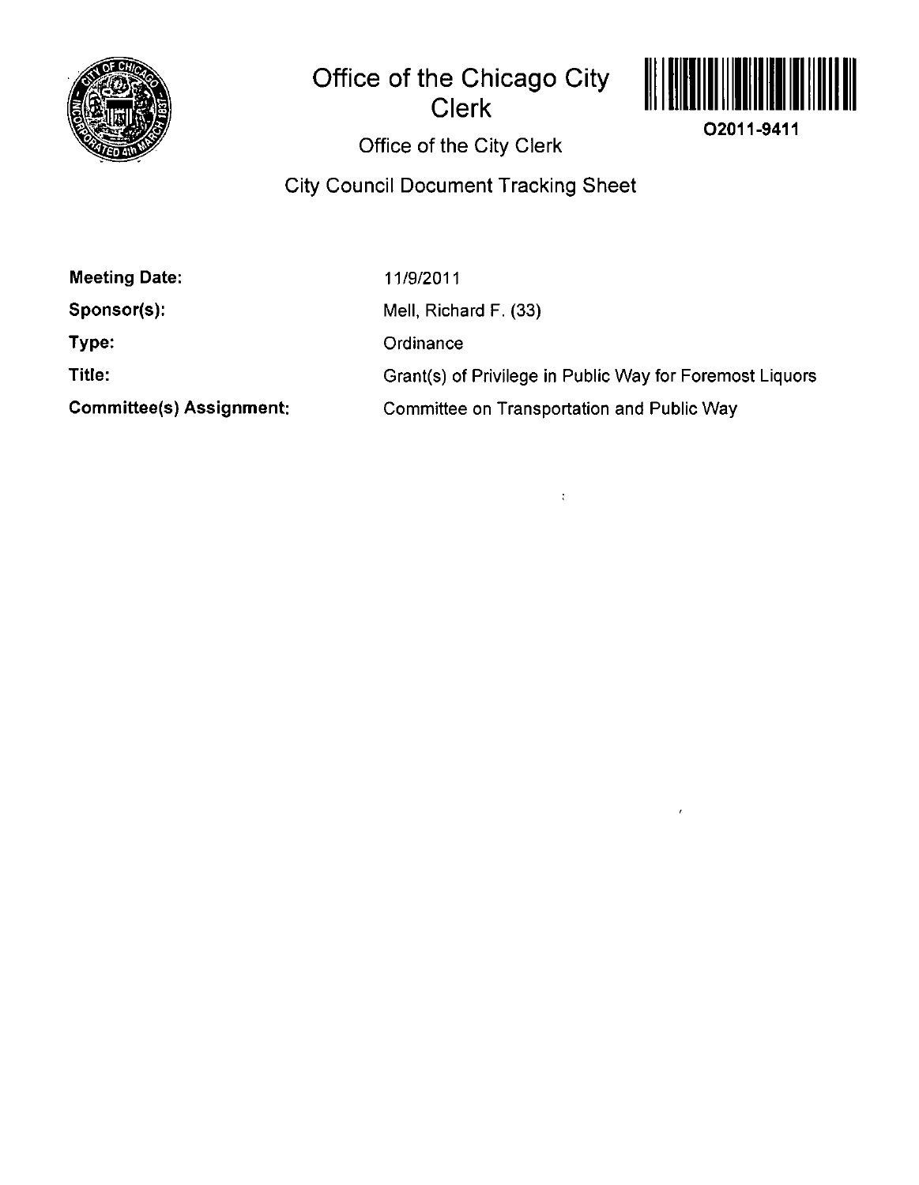# Office of the Chicago City Clerk

O2011-9411

## Office of the City Clerk

## City Council Document Tracking Sheet

| | |
|---|---|
| **Meeting Date:** | 11/9/2011 |
| **Sponsor(s):** | Mell, Richard F. (33) |
| **Type:** | Ordinance |
| **Title:** | Grant(s) of Privilege in Public Way for Foremost Liquors |
| **Committee(s) Assignment:** | Committee on Transportation and Public Way |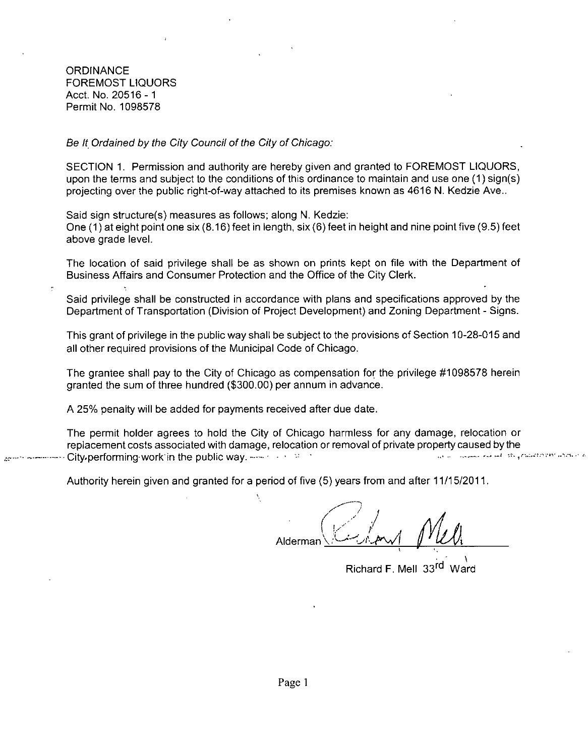ORDINANCE
FOREMOST LIQUORS
Acct. No. 20516 - 1
Permit No. 1098578

*Be It Ordained by the City Council of the City of Chicago:*

SECTION 1. Permission and authority are hereby given and granted to FOREMOST LIQUORS, upon the terms and subject to the conditions of this ordinance to maintain and use one (1) sign(s) projecting over the public right-of-way attached to its premises known as 4616 N. Kedzie Ave..

Said sign structure(s) measures as follows; along N. Kedzie:
One (1) at eight point one six (8.16) feet in length, six (6) feet in height and nine point five (9.5) feet above grade level.

The location of said privilege shall be as shown on prints kept on file with the Department of Business Affairs and Consumer Protection and the Office of the City Clerk.

Said privilege shall be constructed in accordance with plans and specifications approved by the Department of Transportation (Division of Project Development) and Zoning Department - Signs.

This grant of privilege in the public way shall be subject to the provisions of Section 10-28-015 and all other required provisions of the Municipal Code of Chicago.

The grantee shall pay to the City of Chicago as compensation for the privilege #1098578 herein granted the sum of three hundred ($300.00) per annum in advance.

A 25% penalty will be added for payments received after due date.

The permit holder agrees to hold the City of Chicago harmless for any damage, relocation or replacement costs associated with damage, relocation or removal of private property caused by the City performing work in the public way.

Authority herein given and granted for a period of five (5) years from and after 11/15/2011.

Alderman ______________________

Richard F. Mell 33rd Ward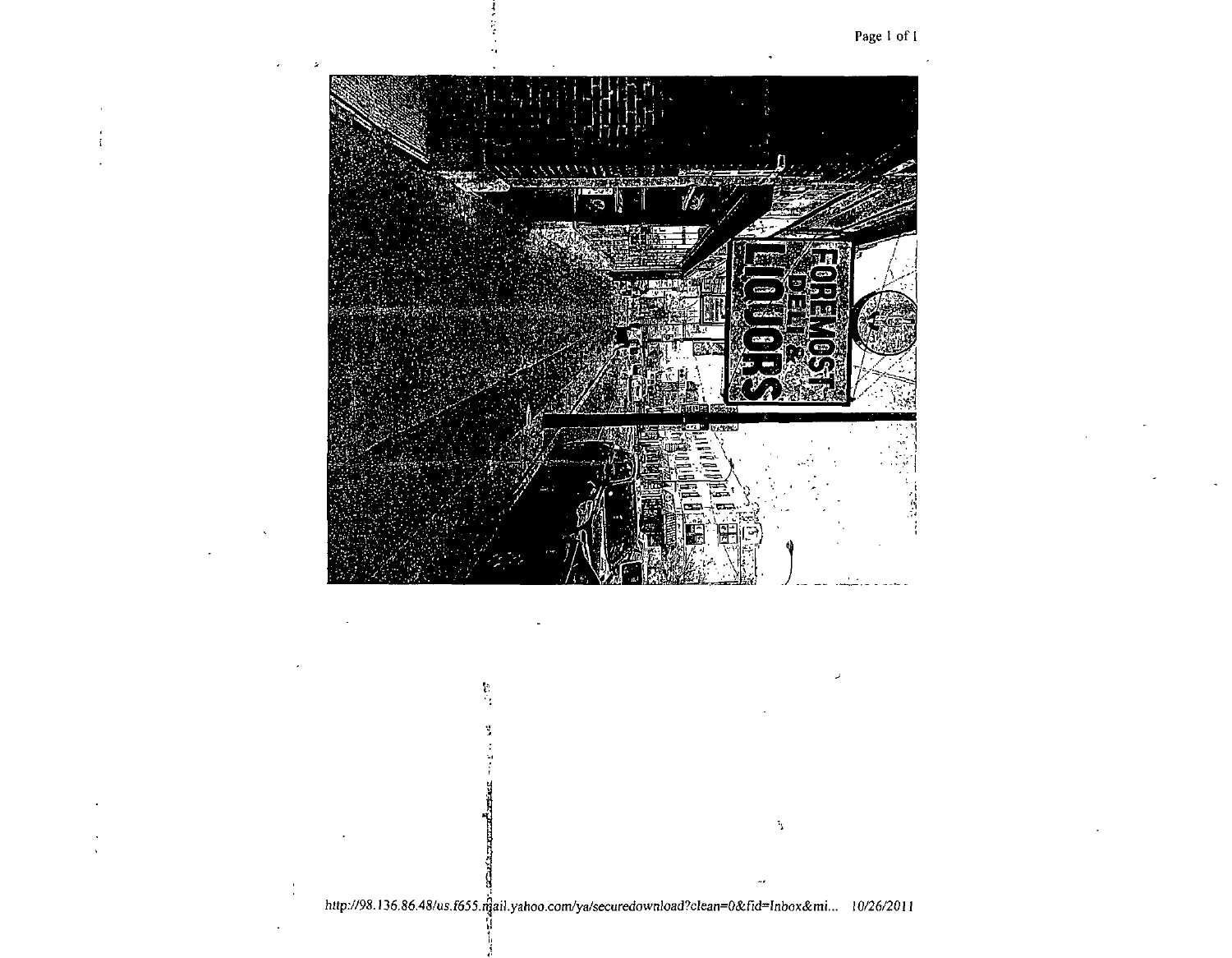http://98.136.86.48/us.f655.mail.yahoo.com/ya/securedownload?clean=0&fid=Inbox&mi... 10/26/2011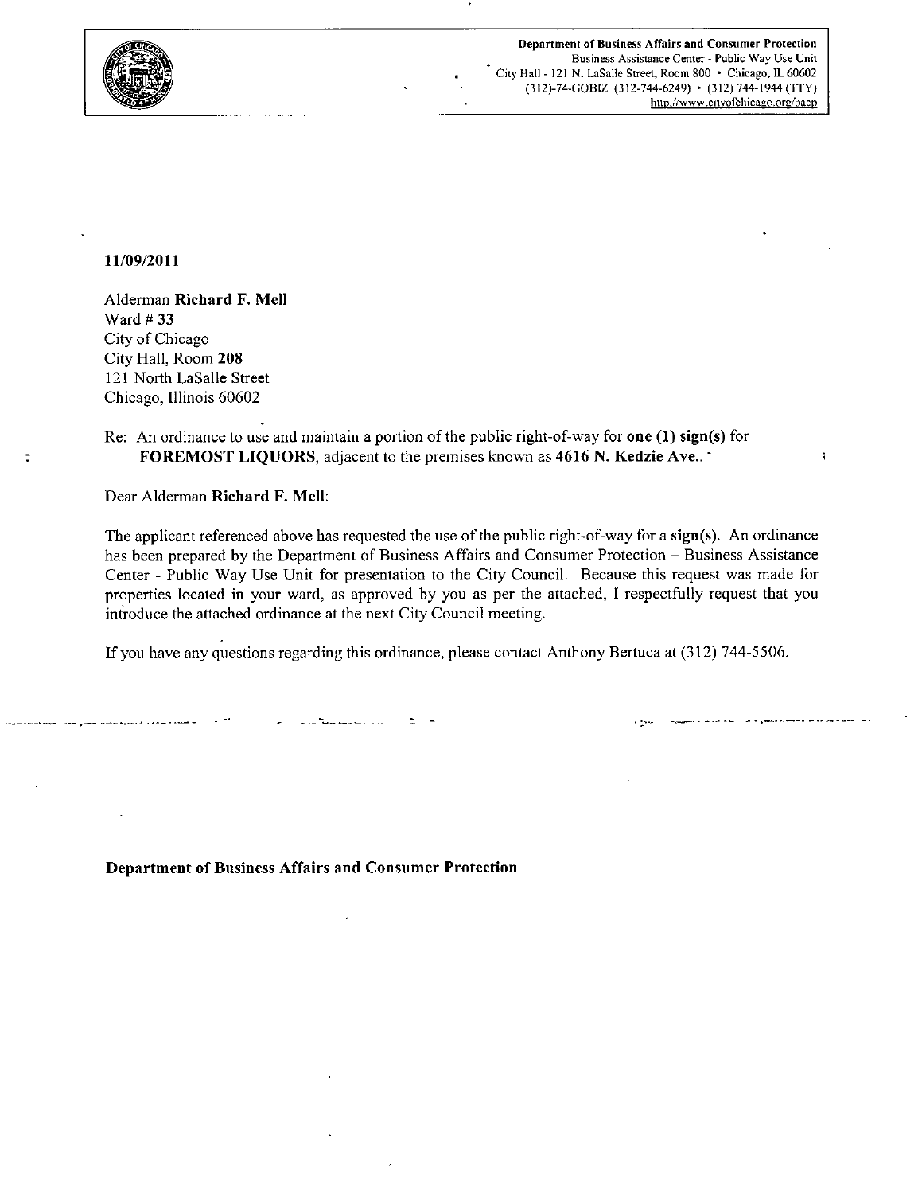**Department of Business Affairs and Consumer Protection**
Business Assistance Center - Public Way Use Unit
City Hall - 121 N. LaSalle Street, Room 800 • Chicago, IL 60602
(312)-74-GOBIZ (312-744-6249) • (312) 744-1944 (TTY)
http://www.cityofchicago.org/bacp

**11/09/2011**

Alderman **Richard F. Mell**
Ward # **33**
City of Chicago
City Hall, Room **208**
121 North LaSalle Street
Chicago, Illinois 60602

Re: An ordinance to use and maintain a portion of the public right-of-way for **one (1) sign(s)** for **FOREMOST LIQUORS**, adjacent to the premises known as **4616 N. Kedzie Ave.**.

Dear Alderman **Richard F. Mell**:

The applicant referenced above has requested the use of the public right-of-way for a **sign(s)**. An ordinance has been prepared by the Department of Business Affairs and Consumer Protection – Business Assistance Center - Public Way Use Unit for presentation to the City Council. Because this request was made for properties located in your ward, as approved by you as per the attached, I respectfully request that you introduce the attached ordinance at the next City Council meeting.

If you have any questions regarding this ordinance, please contact Anthony Bertuca at (312) 744-5506.

**Department of Business Affairs and Consumer Protection**